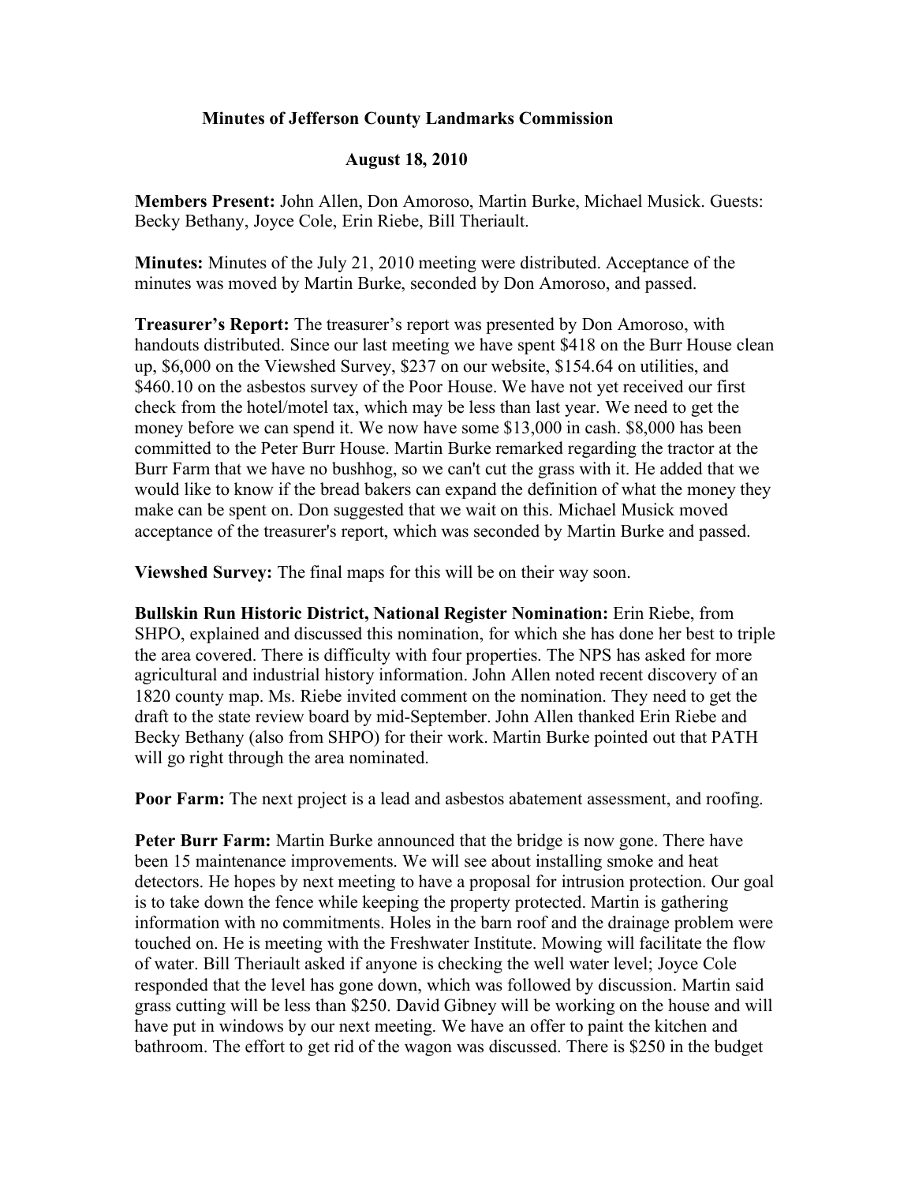# Minutes of Jefferson County Landmarks Commission

## August 18, 2010

**Members Present:** John Allen, Don Amoroso, Martin Burke, Michael Musick. Guests: Becky Bethany, Joyce Cole, Erin Riebe, Bill Theriault.

**Minutes:** Minutes of the July 21, 2010 meeting were distributed. Acceptance of the minutes was moved by Martin Burke, seconded by Don Amoroso, and passed.

**Treasurer's Report:** The treasurer's report was presented by Don Amoroso, with handouts distributed. Since our last meeting we have spent $418 on the Burr House clean up, $6,000 on the Viewshed Survey, $237 on our website, $154.64 on utilities, and $460.10 on the asbestos survey of the Poor House. We have not yet received our first check from the hotel/motel tax, which may be less than last year. We need to get the money before we can spend it. We now have some $13,000 in cash. $8,000 has been committed to the Peter Burr House. Martin Burke remarked regarding the tractor at the Burr Farm that we have no bushhog, so we can't cut the grass with it. He added that we would like to know if the bread bakers can expand the definition of what the money they make can be spent on. Don suggested that we wait on this. Michael Musick moved acceptance of the treasurer's report, which was seconded by Martin Burke and passed.

**Viewshed Survey:** The final maps for this will be on their way soon.

**Bullskin Run Historic District, National Register Nomination:** Erin Riebe, from SHPO, explained and discussed this nomination, for which she has done her best to triple the area covered. There is difficulty with four properties. The NPS has asked for more agricultural and industrial history information. John Allen noted recent discovery of an 1820 county map. Ms. Riebe invited comment on the nomination. They need to get the draft to the state review board by mid-September. John Allen thanked Erin Riebe and Becky Bethany (also from SHPO) for their work. Martin Burke pointed out that PATH will go right through the area nominated.

**Poor Farm:** The next project is a lead and asbestos abatement assessment, and roofing.

**Peter Burr Farm:** Martin Burke announced that the bridge is now gone. There have been 15 maintenance improvements. We will see about installing smoke and heat detectors. He hopes by next meeting to have a proposal for intrusion protection. Our goal is to take down the fence while keeping the property protected. Martin is gathering information with no commitments. Holes in the barn roof and the drainage problem were touched on. He is meeting with the Freshwater Institute. Mowing will facilitate the flow of water. Bill Theriault asked if anyone is checking the well water level; Joyce Cole responded that the level has gone down, which was followed by discussion. Martin said grass cutting will be less than $250. David Gibney will be working on the house and will have put in windows by our next meeting. We have an offer to paint the kitchen and bathroom. The effort to get rid of the wagon was discussed. There is $250 in the budget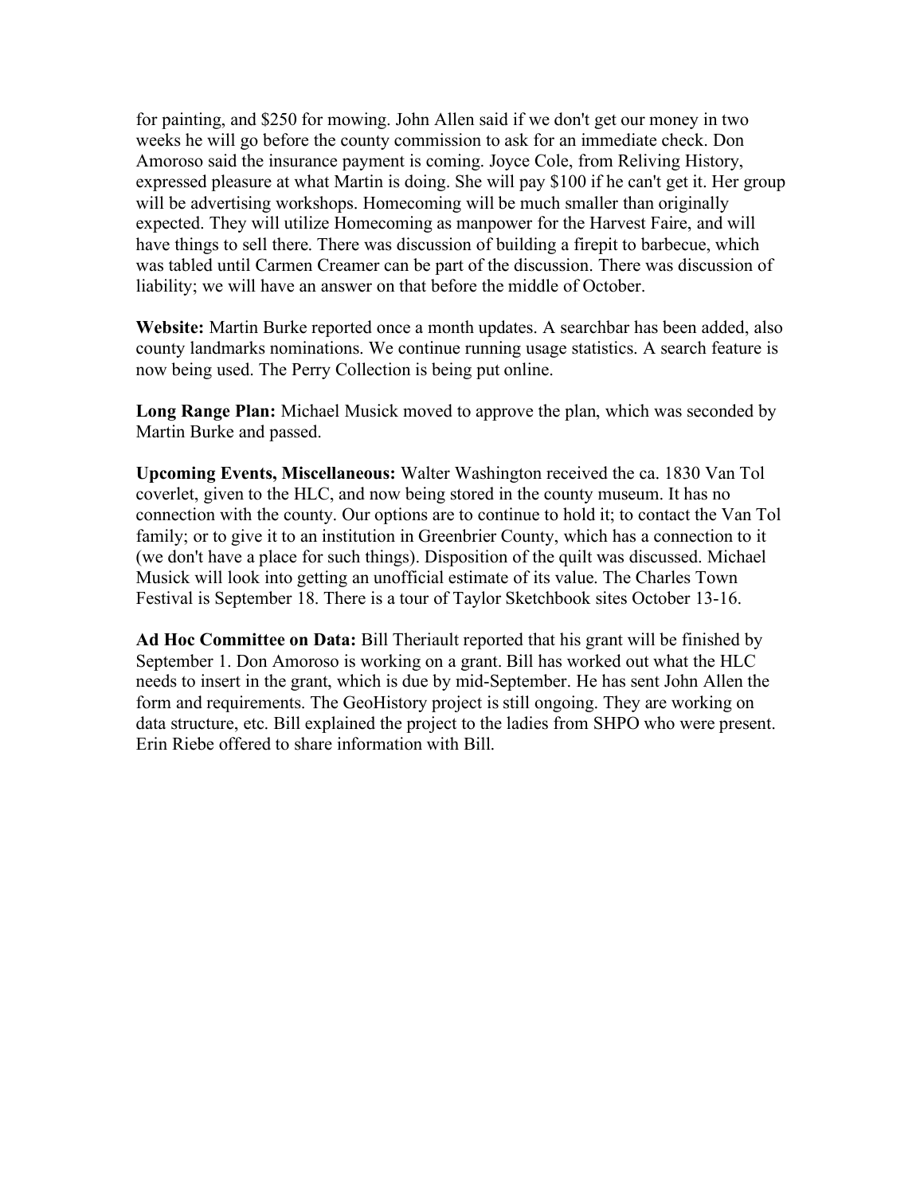for painting, and $250 for mowing. John Allen said if we don't get our money in two weeks he will go before the county commission to ask for an immediate check. Don Amoroso said the insurance payment is coming. Joyce Cole, from Reliving History, expressed pleasure at what Martin is doing. She will pay $100 if he can't get it. Her group will be advertising workshops. Homecoming will be much smaller than originally expected. They will utilize Homecoming as manpower for the Harvest Faire, and will have things to sell there. There was discussion of building a firepit to barbecue, which was tabled until Carmen Creamer can be part of the discussion. There was discussion of liability; we will have an answer on that before the middle of October.

**Website:** Martin Burke reported once a month updates. A searchbar has been added, also county landmarks nominations. We continue running usage statistics. A search feature is now being used. The Perry Collection is being put online.

**Long Range Plan:** Michael Musick moved to approve the plan, which was seconded by Martin Burke and passed.

**Upcoming Events, Miscellaneous:** Walter Washington received the ca. 1830 Van Tol coverlet, given to the HLC, and now being stored in the county museum. It has no connection with the county. Our options are to continue to hold it; to contact the Van Tol family; or to give it to an institution in Greenbrier County, which has a connection to it (we don't have a place for such things). Disposition of the quilt was discussed. Michael Musick will look into getting an unofficial estimate of its value. The Charles Town Festival is September 18. There is a tour of Taylor Sketchbook sites October 13-16.

**Ad Hoc Committee on Data:** Bill Theriault reported that his grant will be finished by September 1. Don Amoroso is working on a grant. Bill has worked out what the HLC needs to insert in the grant, which is due by mid-September. He has sent John Allen the form and requirements. The GeoHistory project is still ongoing. They are working on data structure, etc. Bill explained the project to the ladies from SHPO who were present. Erin Riebe offered to share information with Bill.